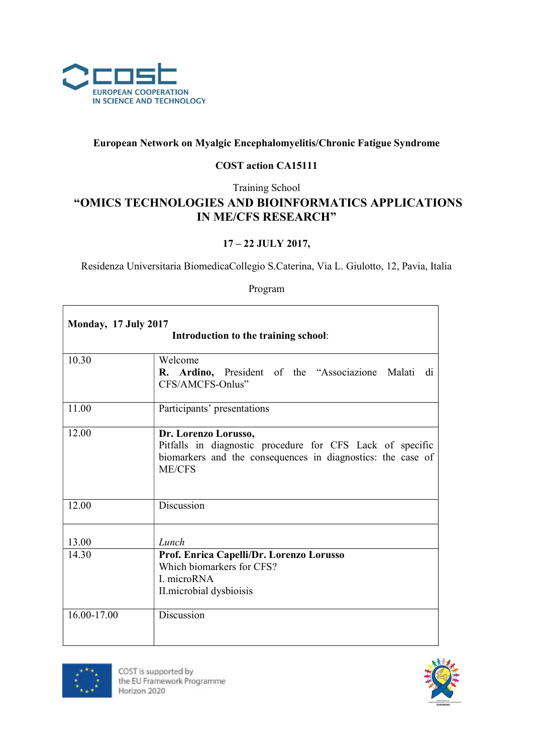COST

EUROPEAN COOPERATION IN SCIENCE AND TECHNOLOGY

**European Network on Myalgic Encephalomyelitis/Chronic Fatigue Syndrome**

**COST action CA15111**

Training School

# "OMICS TECHNOLOGIES AND BIOINFORMATICS APPLICATIONS IN ME/CFS RESEARCH"

**17 – 22 JULY 2017,**

Residenza Universitaria BiomedicaCollegio S.Caterina, Via L. Giulotto, 12, Pavia, Italia

Program

| **Monday, 17 July 2017** | **Introduction to the training school**: |
|---|---|
| 10.30 | Welcome<br>**R. Ardino,** President of the "Associazione Malati di CFS/AMCFS-Onlus" |
| 11.00 | Participants' presentations |
| 12.00 | **Dr. Lorenzo Lorusso,**<br>Pitfalls in diagnostic procedure for CFS Lack of specific biomarkers and the consequences in diagnostics: the case of ME/CFS |
| 12.00 | Discussion |
| 13.00 | *Lunch* |
| 14.30 | **Prof. Enrica Capelli/Dr. Lorenzo Lorusso**<br>Which biomarkers for CFS?<br>I. microRNA<br>II.microbial dysbioisis |
| 16.00-17.00 | Discussion |

COST is supported by the EU Framework Programme Horizon 2020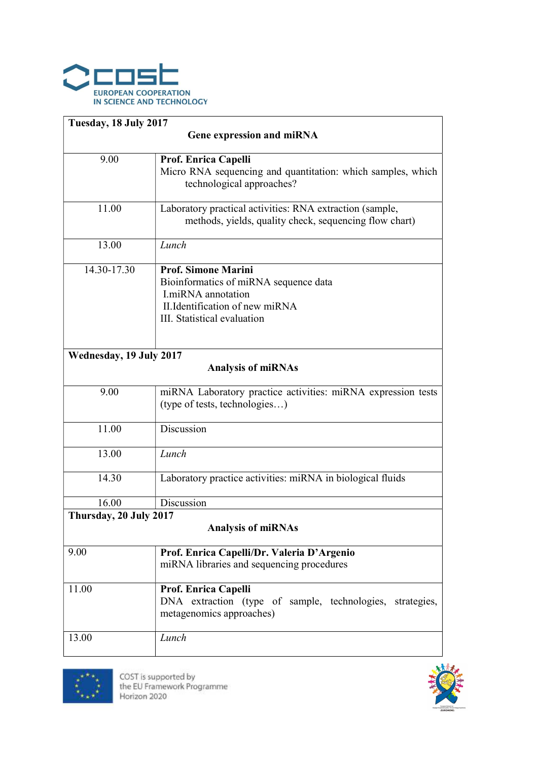| **Tuesday, 18 July 2017** | |
|---|---|
| **Gene expression and miRNA** | |
| 9.00 | **Prof. Enrica Capelli**<br>Micro RNA sequencing and quantitation: which samples, which technological approaches? |
| 11.00 | Laboratory practical activities: RNA extraction (sample, methods, yields, quality check, sequencing flow chart) |
| 13.00 | *Lunch* |
| 14.30-17.30 | **Prof. Simone Marini**<br>Bioinformatics of miRNA sequence data<br>I.miRNA annotation<br>II.Identification of new miRNA<br>III. Statistical evaluation |
| **Wednesday, 19 July 2017** | |
| **Analysis of miRNAs** | |
| 9.00 | miRNA Laboratory practice activities: miRNA expression tests (type of tests, technologies…) |
| 11.00 | Discussion |
| 13.00 | *Lunch* |
| 14.30 | Laboratory practice activities: miRNA in biological fluids |
| 16.00 | Discussion |
| **Thursday, 20 July 2017** | |
| **Analysis of miRNAs** | |
| 9.00 | **Prof. Enrica Capelli/Dr. Valeria D'Argenio**<br>miRNA libraries and sequencing procedures |
| 11.00 | **Prof. Enrica Capelli**<br>DNA extraction (type of sample, technologies, strategies, metagenomics approaches) |
| 13.00 | *Lunch* |

COST is supported by the EU Framework Programme Horizon 2020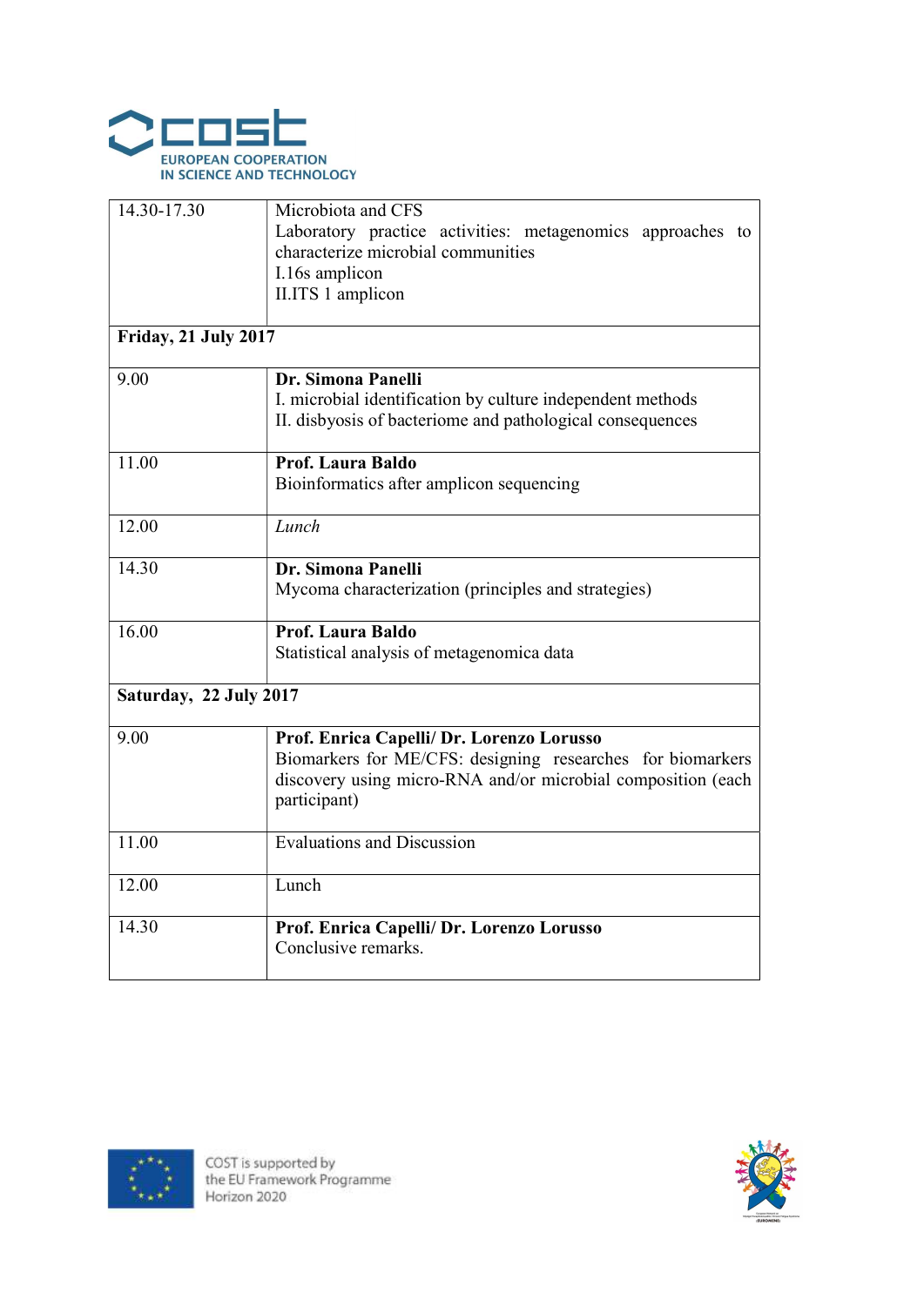| | |
|---|---|
| 14.30-17.30 | Microbiota and CFS<br>Laboratory practice activities: metagenomics approaches to characterize microbial communities<br>I.16s amplicon<br>II.ITS 1 amplicon |
| **Friday, 21 July 2017** | |
| 9.00 | **Dr. Simona Panelli**<br>I. microbial identification by culture independent methods<br>II. disbyosis of bacteriome and pathological consequences |
| 11.00 | **Prof. Laura Baldo**<br>Bioinformatics after amplicon sequencing |
| 12.00 | *Lunch* |
| 14.30 | **Dr. Simona Panelli**<br>Mycoma characterization (principles and strategies) |
| 16.00 | **Prof. Laura Baldo**<br>Statistical analysis of metagenomica data |
| **Saturday, 22 July 2017** | |
| 9.00 | **Prof. Enrica Capelli/ Dr. Lorenzo Lorusso**<br>Biomarkers for ME/CFS: designing researches for biomarkers discovery using micro-RNA and/or microbial composition (each participant) |
| 11.00 | Evaluations and Discussion |
| 12.00 | Lunch |
| 14.30 | **Prof. Enrica Capelli/ Dr. Lorenzo Lorusso**<br>Conclusive remarks. |